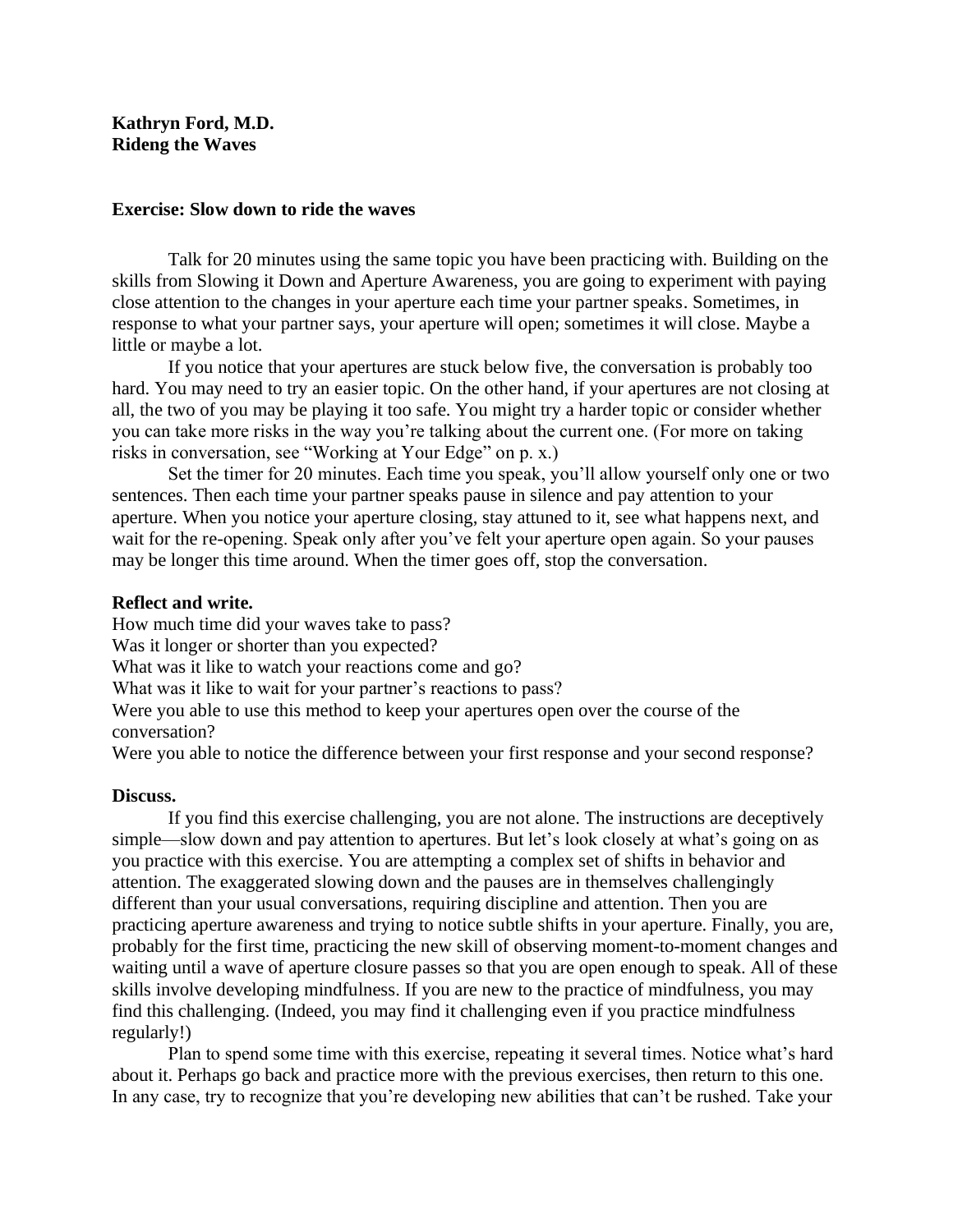**Kathryn Ford, M.D.**
**Rideng the Waves**

### Exercise: Slow down to ride the waves

Talk for 20 minutes using the same topic you have been practicing with. Building on the skills from Slowing it Down and Aperture Awareness, you are going to experiment with paying close attention to the changes in your aperture each time your partner speaks. Sometimes, in response to what your partner says, your aperture will open; sometimes it will close. Maybe a little or maybe a lot.

If you notice that your apertures are stuck below five, the conversation is probably too hard. You may need to try an easier topic. On the other hand, if your apertures are not closing at all, the two of you may be playing it too safe. You might try a harder topic or consider whether you can take more risks in the way you're talking about the current one. (For more on taking risks in conversation, see "Working at Your Edge" on p. x.)

Set the timer for 20 minutes. Each time you speak, you'll allow yourself only one or two sentences. Then each time your partner speaks pause in silence and pay attention to your aperture. When you notice your aperture closing, stay attuned to it, see what happens next, and wait for the re-opening. Speak only after you've felt your aperture open again. So your pauses may be longer this time around. When the timer goes off, stop the conversation.

**Reflect and write.**

How much time did your waves take to pass?
Was it longer or shorter than you expected?
What was it like to watch your reactions come and go?
What was it like to wait for your partner's reactions to pass?
Were you able to use this method to keep your apertures open over the course of the conversation?
Were you able to notice the difference between your first response and your second response?

**Discuss.**

If you find this exercise challenging, you are not alone. The instructions are deceptively simple—slow down and pay attention to apertures. But let's look closely at what's going on as you practice with this exercise. You are attempting a complex set of shifts in behavior and attention. The exaggerated slowing down and the pauses are in themselves challengingly different than your usual conversations, requiring discipline and attention. Then you are practicing aperture awareness and trying to notice subtle shifts in your aperture. Finally, you are, probably for the first time, practicing the new skill of observing moment-to-moment changes and waiting until a wave of aperture closure passes so that you are open enough to speak. All of these skills involve developing mindfulness. If you are new to the practice of mindfulness, you may find this challenging. (Indeed, you may find it challenging even if you practice mindfulness regularly!)

Plan to spend some time with this exercise, repeating it several times. Notice what's hard about it. Perhaps go back and practice more with the previous exercises, then return to this one. In any case, try to recognize that you're developing new abilities that can't be rushed. Take your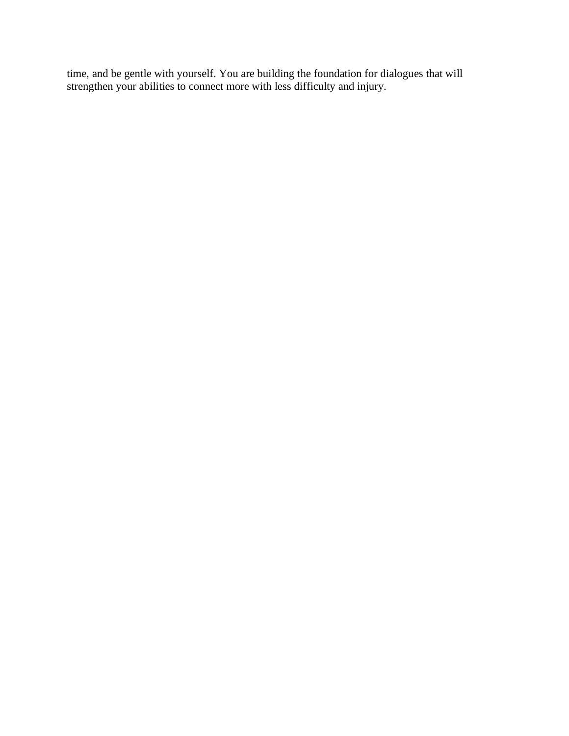time, and be gentle with yourself. You are building the foundation for dialogues that will strengthen your abilities to connect more with less difficulty and injury.